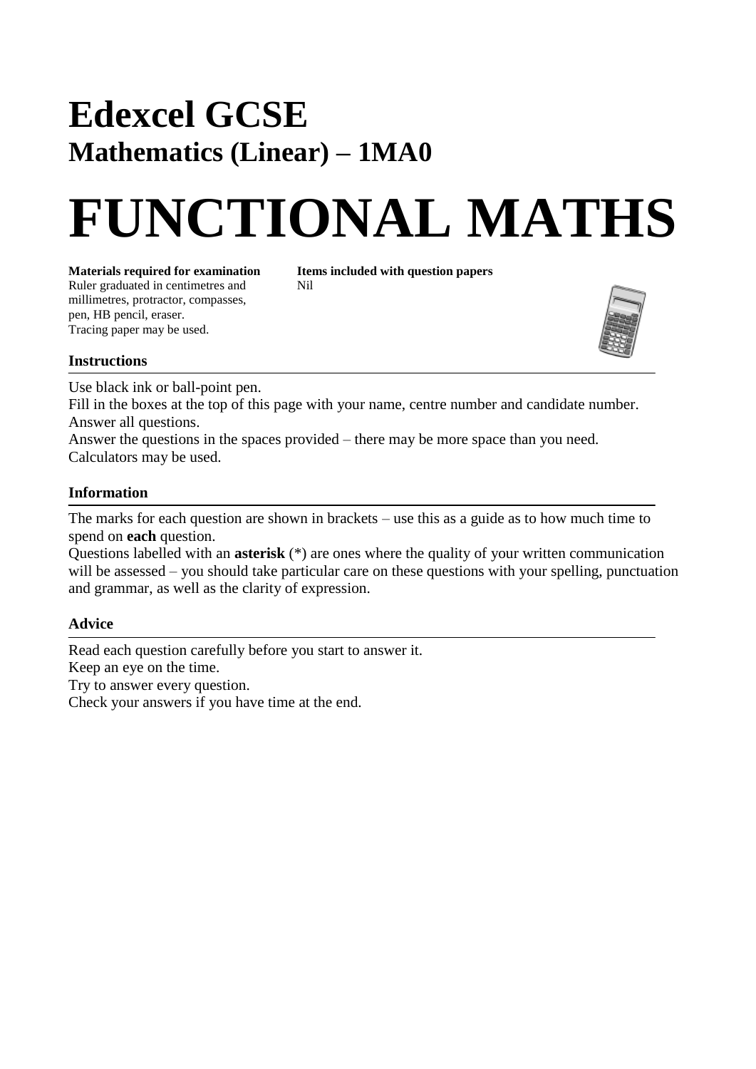# Edexcel GCSE

## Mathematics (Linear) – 1MA0

# FUNCTIONAL MATHS

**Materials required for examination**
Ruler graduated in centimetres and millimetres, protractor, compasses, pen, HB pencil, eraser.
Tracing paper may be used.

**Items included with question papers**
Nil

### Instructions

Use black ink or ball-point pen.
Fill in the boxes at the top of this page with your name, centre number and candidate number.
Answer all questions.
Answer the questions in the spaces provided – there may be more space than you need.
Calculators may be used.

### Information

The marks for each question are shown in brackets – use this as a guide as to how much time to spend on **each** question.
Questions labelled with an **asterisk** (*) are ones where the quality of your written communication will be assessed – you should take particular care on these questions with your spelling, punctuation and grammar, as well as the clarity of expression.

### Advice

Read each question carefully before you start to answer it.
Keep an eye on the time.
Try to answer every question.
Check your answers if you have time at the end.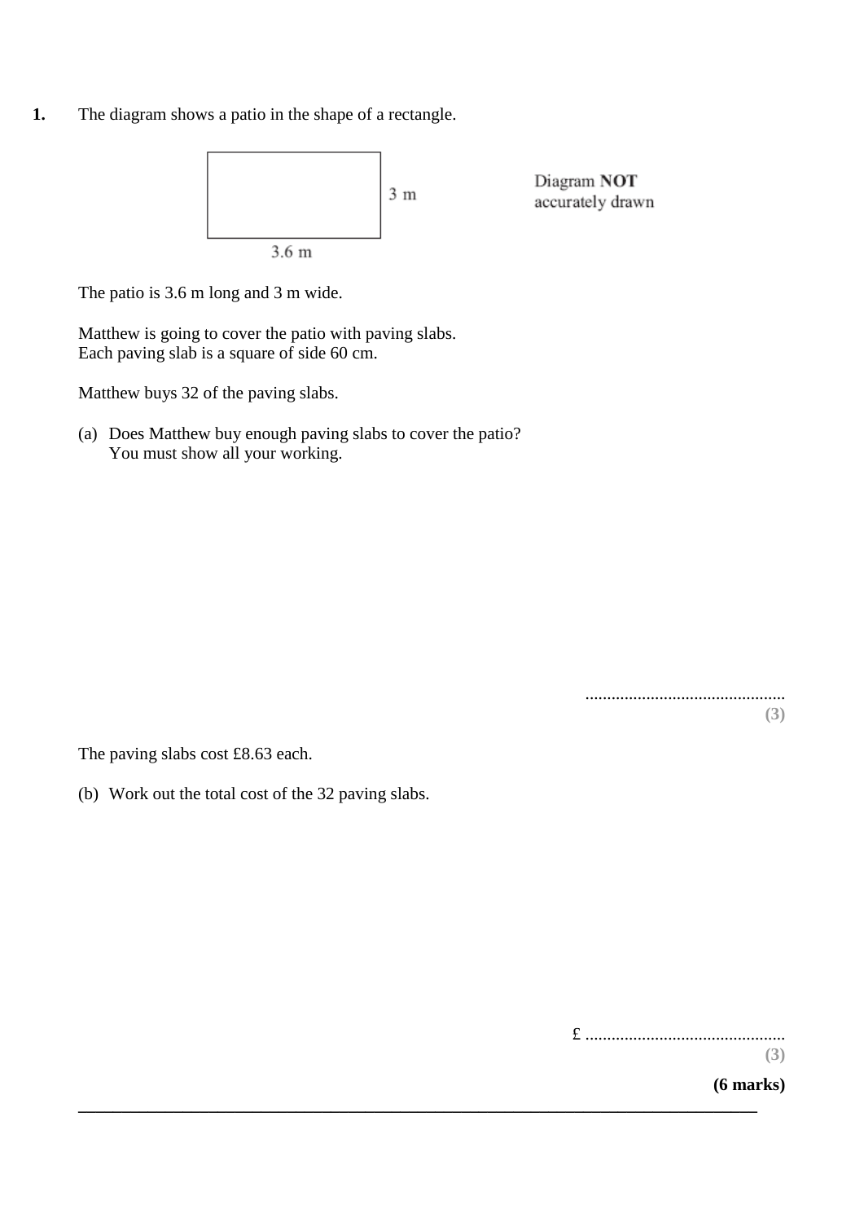**1.** The diagram shows a patio in the shape of a rectangle.

3 m

3.6 m

Diagram **NOT** accurately drawn

The patio is 3.6 m long and 3 m wide.

Matthew is going to cover the patio with paving slabs.
Each paving slab is a square of side 60 cm.

Matthew buys 32 of the paving slabs.

(a) Does Matthew buy enough paving slabs to cover the patio?
You must show all your working.

..............................................
**(3)**

The paving slabs cost £8.63 each.

(b) Work out the total cost of the 32 paving slabs.

£ ..............................................
**(3)**

**(6 marks)**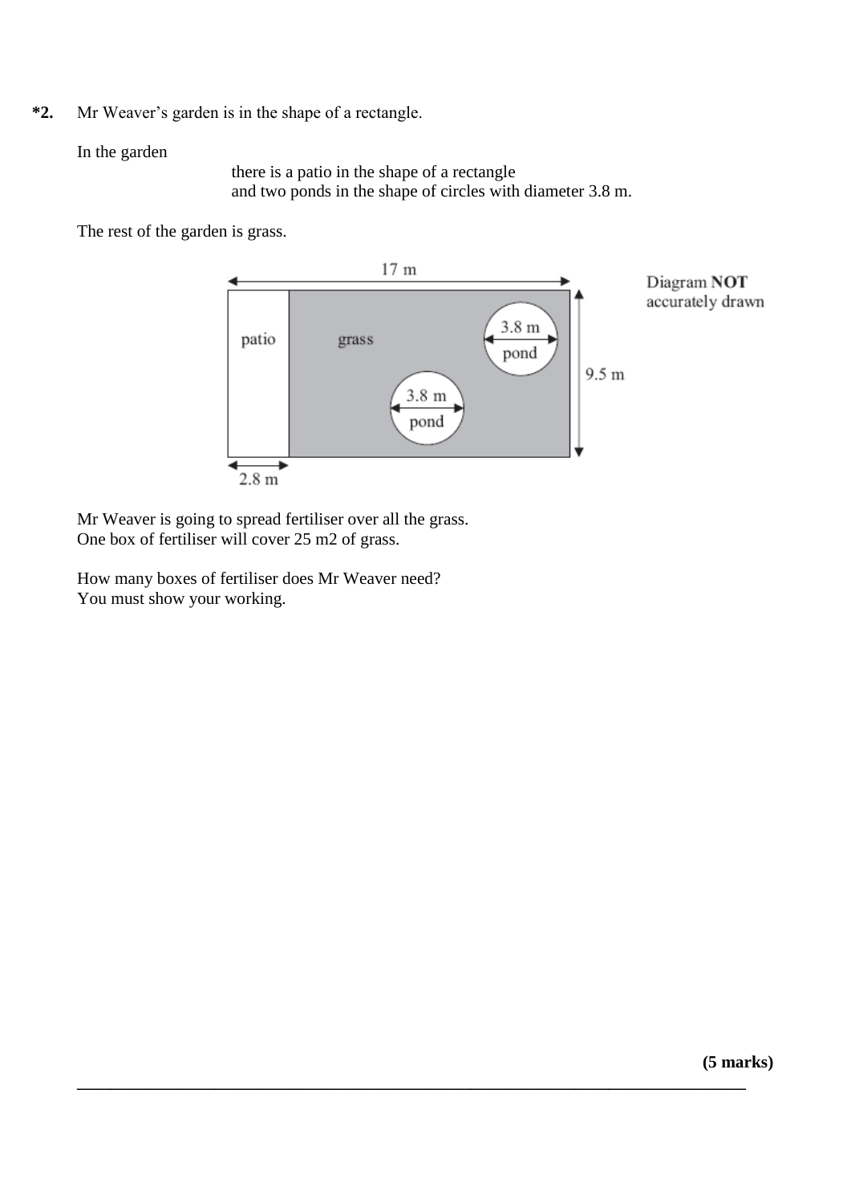**\*2.** Mr Weaver's garden is in the shape of a rectangle.

In the garden

there is a patio in the shape of a rectangle
and two ponds in the shape of circles with diameter 3.8 m.

The rest of the garden is grass.

Mr Weaver is going to spread fertiliser over all the grass.
One box of fertiliser will cover 25 m2 of grass.

How many boxes of fertiliser does Mr Weaver need?
You must show your working.

**(5 marks)**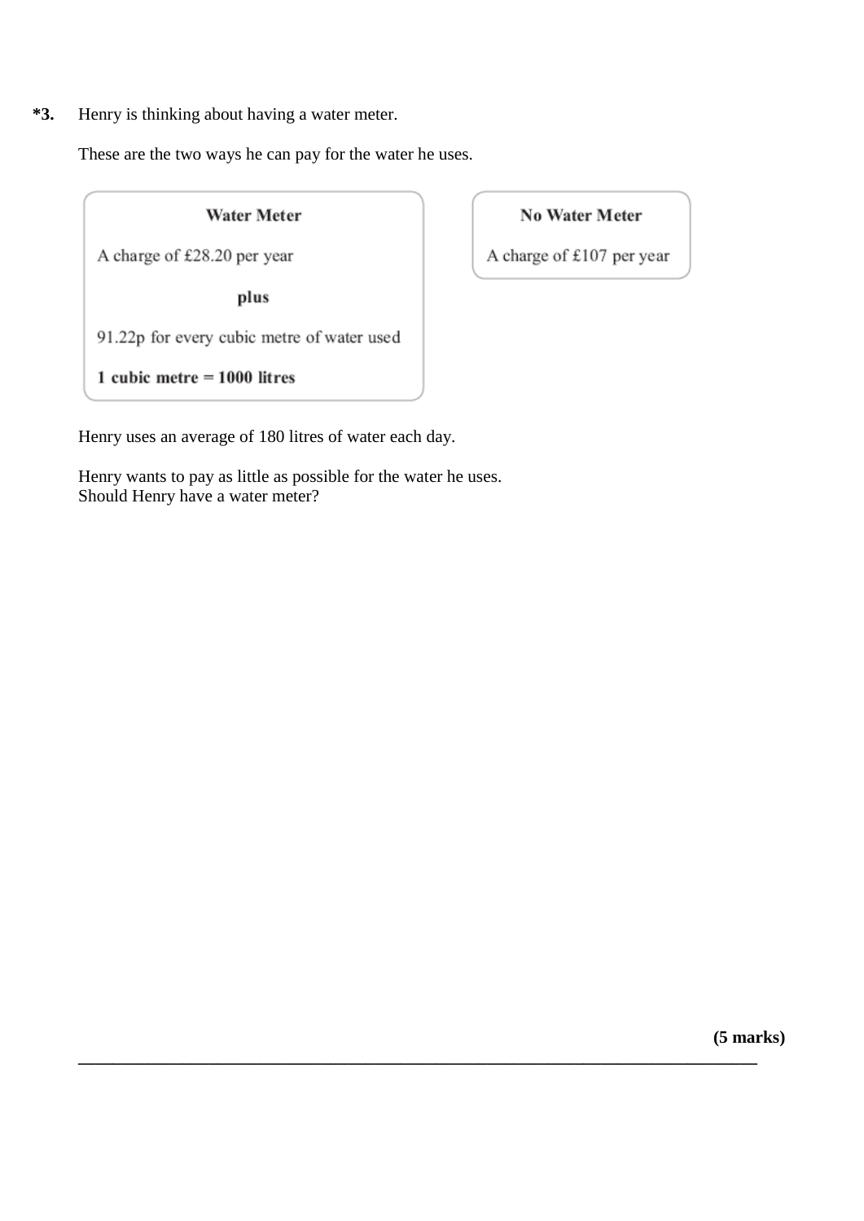**\*3.** Henry is thinking about having a water meter.

These are the two ways he can pay for the water he uses.

| **Water Meter** |
|---|
| A charge of £28.20 per year |
| **plus** |
| 91.22p for every cubic metre of water used |
| **1 cubic metre = 1000 litres** |

| **No Water Meter** |
|---|
| A charge of £107 per year |

Henry uses an average of 180 litres of water each day.

Henry wants to pay as little as possible for the water he uses.
Should Henry have a water meter?

**(5 marks)**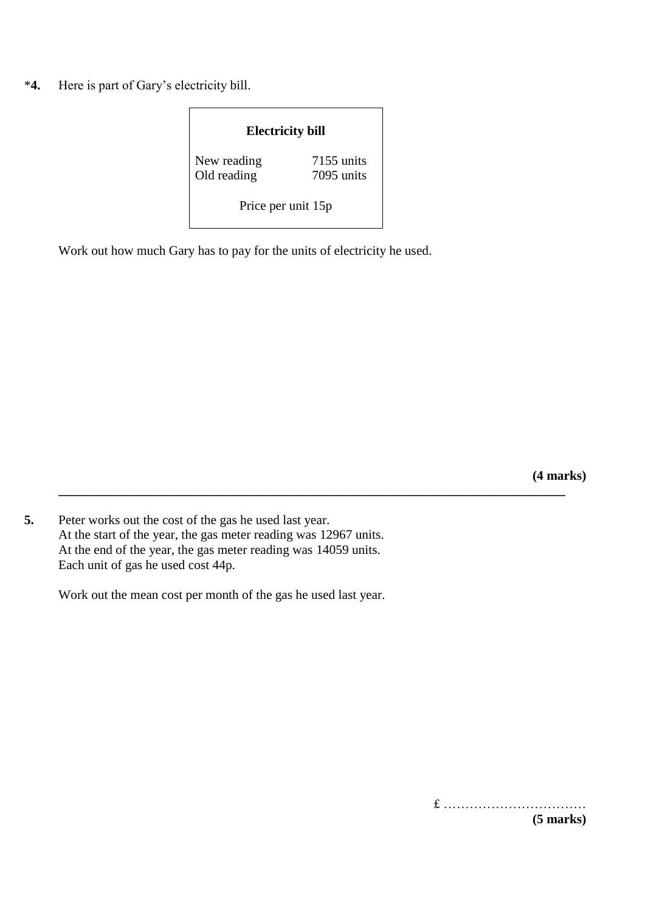*4. Here is part of Gary's electricity bill.

| **Electricity bill** | |
|---|---|
| New reading | 7155 units |
| Old reading | 7095 units |
| Price per unit 15p | |

Work out how much Gary has to pay for the units of electricity he used.

**(4 marks)**

---

**5.** Peter works out the cost of the gas he used last year.
At the start of the year, the gas meter reading was 12967 units.
At the end of the year, the gas meter reading was 14059 units.
Each unit of gas he used cost 44p.

Work out the mean cost per month of the gas he used last year.

£ ……………………………

**(5 marks)**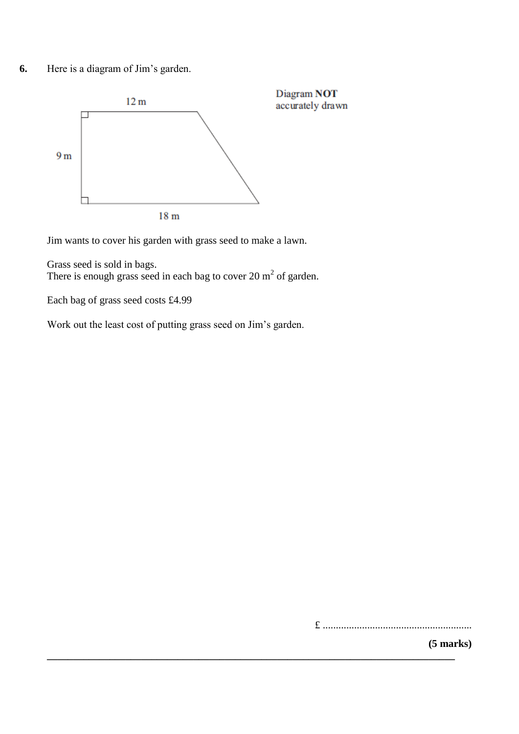**6.** Here is a diagram of Jim's garden.

Diagram **NOT** accurately drawn

12 m

9 m

18 m

Jim wants to cover his garden with grass seed to make a lawn.

Grass seed is sold in bags.
There is enough grass seed in each bag to cover 20 $m^2$ of garden.

Each bag of grass seed costs £4.99

Work out the least cost of putting grass seed on Jim's garden.

£ ..........................................................

**(5 marks)**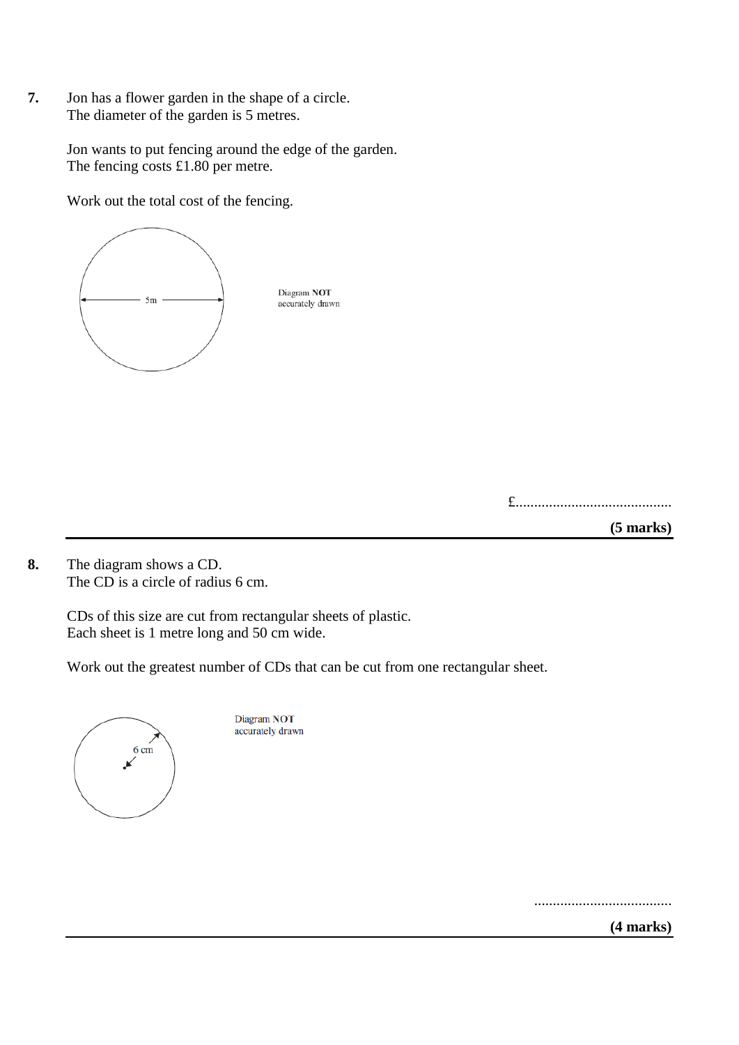**7.** Jon has a flower garden in the shape of a circle.
The diameter of the garden is 5 metres.

Jon wants to put fencing around the edge of the garden.
The fencing costs £1.80 per metre.

Work out the total cost of the fencing.

5m

Diagram **NOT** accurately drawn

£.........................................

**(5 marks)**

---

**8.** The diagram shows a CD.
The CD is a circle of radius 6 cm.

CDs of this size are cut from rectangular sheets of plastic.
Each sheet is 1 metre long and 50 cm wide.

Work out the greatest number of CDs that can be cut from one rectangular sheet.

6 cm

Diagram **NOT** accurately drawn

.....................................

**(4 marks)**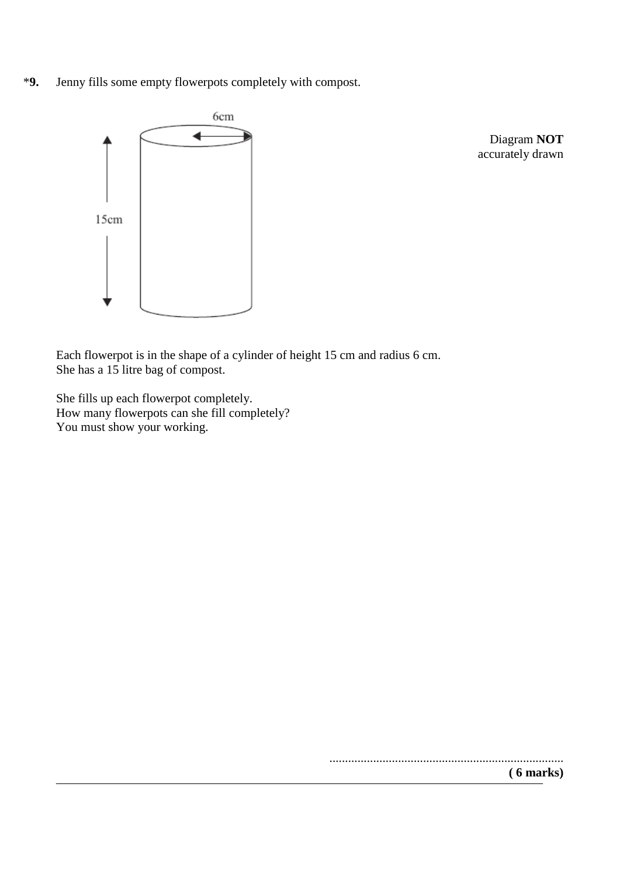*9. Jenny fills some empty flowerpots completely with compost.

6cm

15cm

Diagram **NOT** accurately drawn

Each flowerpot is in the shape of a cylinder of height 15 cm and radius 6 cm.
She has a 15 litre bag of compost.

She fills up each flowerpot completely.
How many flowerpots can she fill completely?
You must show your working.

..........................................................................

**( 6 marks)**